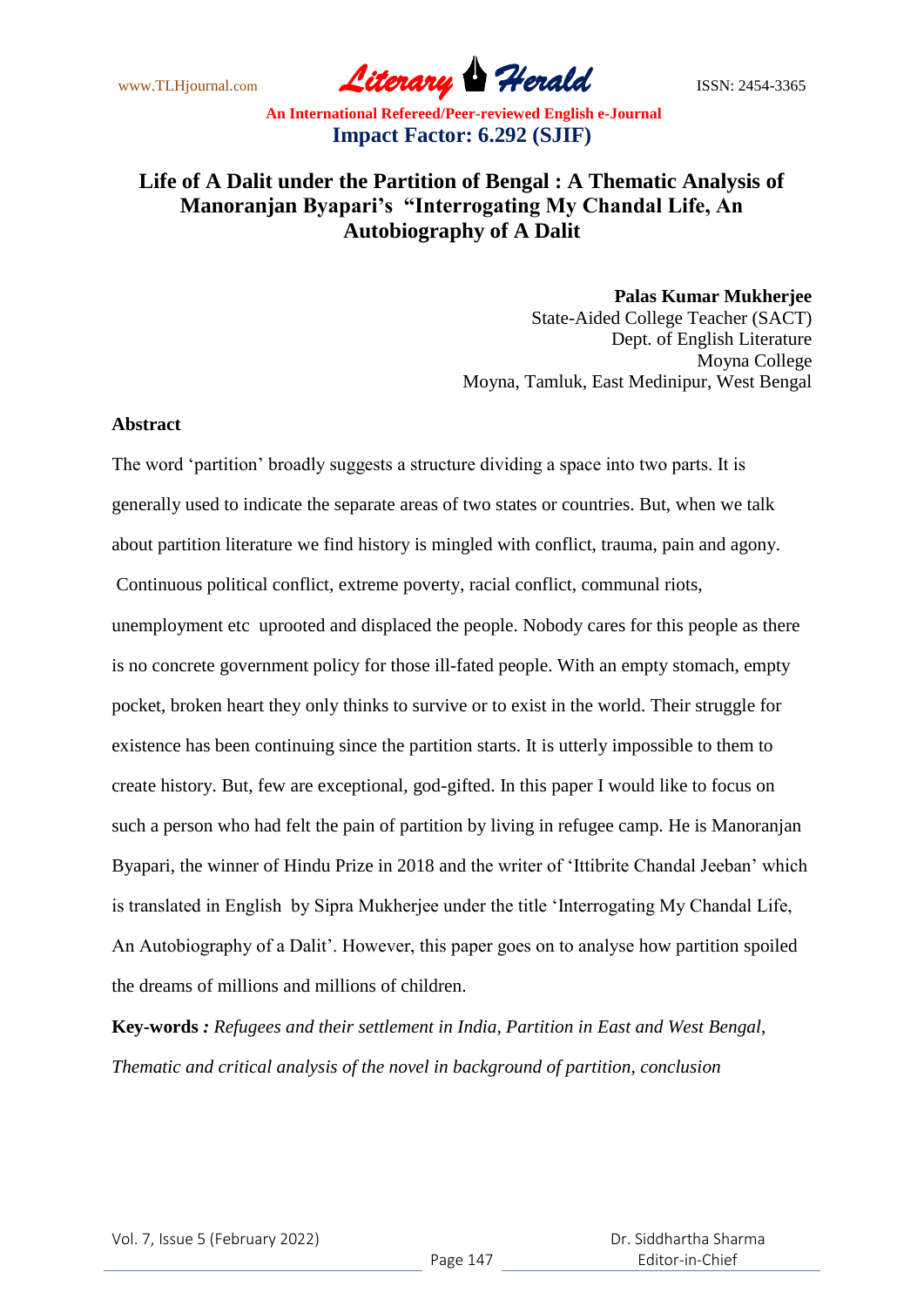# Life of A Dalit under the Partition of Bengal : A Thematic Analysis of Manoranjan Byapari's "Interrogating My Chandal Life, An Autobiography of A Dalit

**Palas Kumar Mukherjee**
State-Aided College Teacher (SACT)
Dept. of English Literature
Moyna College
Moyna, Tamluk, East Medinipur, West Bengal

## Abstract

The word 'partition' broadly suggests a structure dividing a space into two parts. It is generally used to indicate the separate areas of two states or countries. But, when we talk about partition literature we find history is mingled with conflict, trauma, pain and agony. Continuous political conflict, extreme poverty, racial conflict, communal riots, unemployment etc uprooted and displaced the people. Nobody cares for this people as there is no concrete government policy for those ill-fated people. With an empty stomach, empty pocket, broken heart they only thinks to survive or to exist in the world. Their struggle for existence has been continuing since the partition starts. It is utterly impossible to them to create history. But, few are exceptional, god-gifted. In this paper I would like to focus on such a person who had felt the pain of partition by living in refugee camp. He is Manoranjan Byapari, the winner of Hindu Prize in 2018 and the writer of 'Ittibrite Chandal Jeeban' which is translated in English by Sipra Mukherjee under the title 'Interrogating My Chandal Life, An Autobiography of a Dalit'. However, this paper goes on to analyse how partition spoiled the dreams of millions and millions of children.

**Key-words** *: Refugees and their settlement in India, Partition in East and West Bengal, Thematic and critical analysis of the novel in background of partition, conclusion*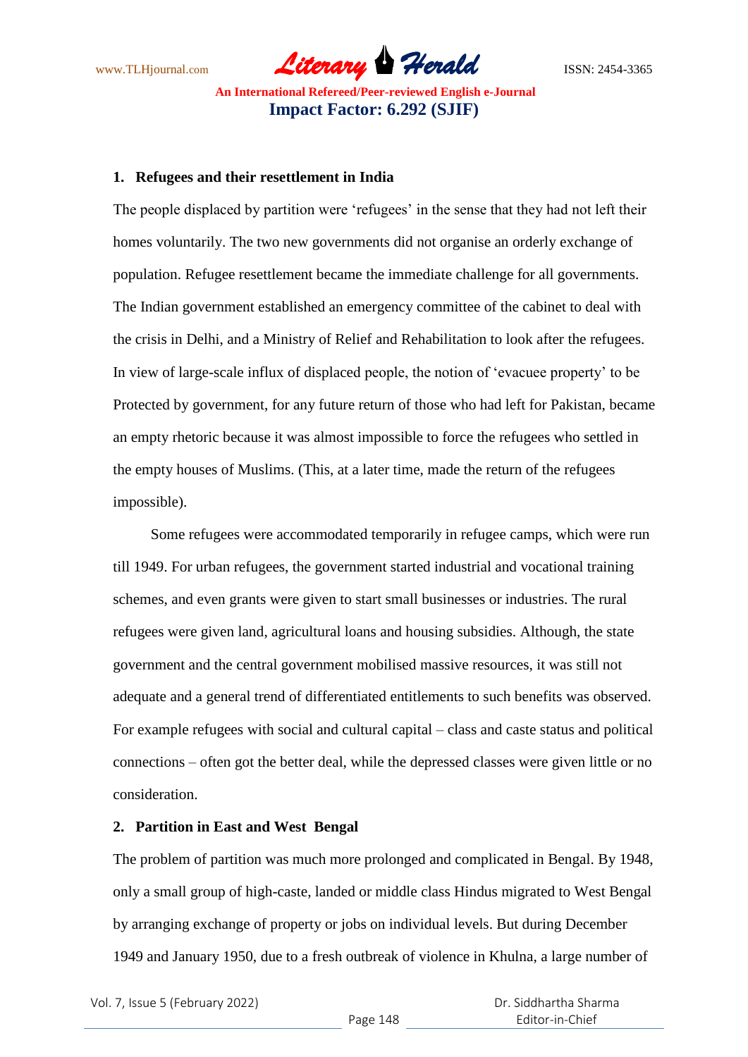## 1. Refugees and their resettlement in India

The people displaced by partition were 'refugees' in the sense that they had not left their homes voluntarily. The two new governments did not organise an orderly exchange of population. Refugee resettlement became the immediate challenge for all governments. The Indian government established an emergency committee of the cabinet to deal with the crisis in Delhi, and a Ministry of Relief and Rehabilitation to look after the refugees. In view of large-scale influx of displaced people, the notion of 'evacuee property' to be Protected by government, for any future return of those who had left for Pakistan, became an empty rhetoric because it was almost impossible to force the refugees who settled in the empty houses of Muslims. (This, at a later time, made the return of the refugees impossible).

Some refugees were accommodated temporarily in refugee camps, which were run till 1949. For urban refugees, the government started industrial and vocational training schemes, and even grants were given to start small businesses or industries. The rural refugees were given land, agricultural loans and housing subsidies. Although, the state government and the central government mobilised massive resources, it was still not adequate and a general trend of differentiated entitlements to such benefits was observed. For example refugees with social and cultural capital – class and caste status and political connections – often got the better deal, while the depressed classes were given little or no consideration.

## 2. Partition in East and West Bengal

The problem of partition was much more prolonged and complicated in Bengal. By 1948, only a small group of high-caste, landed or middle class Hindus migrated to West Bengal by arranging exchange of property or jobs on individual levels. But during December 1949 and January 1950, due to a fresh outbreak of violence in Khulna, a large number of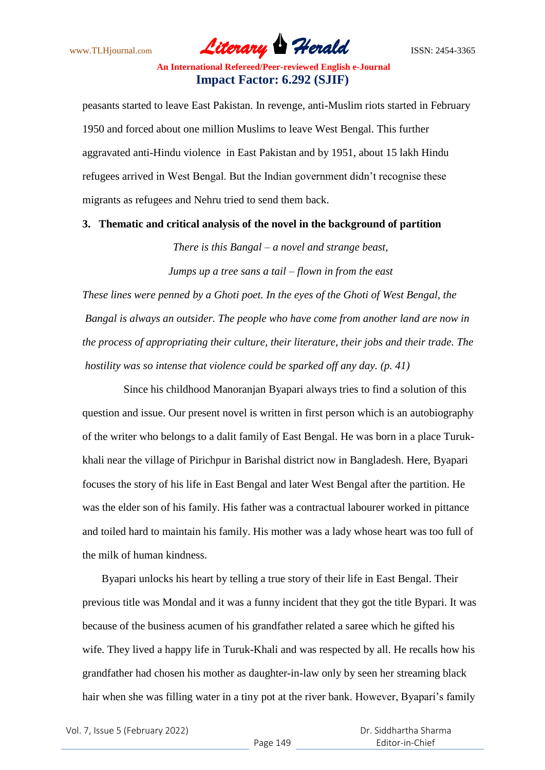peasants started to leave East Pakistan. In revenge, anti-Muslim riots started in February 1950 and forced about one million Muslims to leave West Bengal. This further aggravated anti-Hindu violence in East Pakistan and by 1951, about 15 lakh Hindu refugees arrived in West Bengal. But the Indian government didn't recognise these migrants as refugees and Nehru tried to send them back.

### 3. Thematic and critical analysis of the novel in the background of partition

*There is this Bangal – a novel and strange beast,*

*Jumps up a tree sans a tail – flown in from the east*

*These lines were penned by a Ghoti poet. In the eyes of the Ghoti of West Bengal, the Bangal is always an outsider. The people who have come from another land are now in the process of appropriating their culture, their literature, their jobs and their trade. The hostility was so intense that violence could be sparked off any day. (p. 41)*

Since his childhood Manoranjan Byapari always tries to find a solution of this question and issue. Our present novel is written in first person which is an autobiography of the writer who belongs to a dalit family of East Bengal. He was born in a place Turuk-khali near the village of Pirichpur in Barishal district now in Bangladesh. Here, Byapari focuses the story of his life in East Bengal and later West Bengal after the partition. He was the elder son of his family. His father was a contractual labourer worked in pittance and toiled hard to maintain his family. His mother was a lady whose heart was too full of the milk of human kindness.

Byapari unlocks his heart by telling a true story of their life in East Bengal. Their previous title was Mondal and it was a funny incident that they got the title Bypari. It was because of the business acumen of his grandfather related a saree which he gifted his wife. They lived a happy life in Turuk-Khali and was respected by all. He recalls how his grandfather had chosen his mother as daughter-in-law only by seen her streaming black hair when she was filling water in a tiny pot at the river bank. However, Byapari's family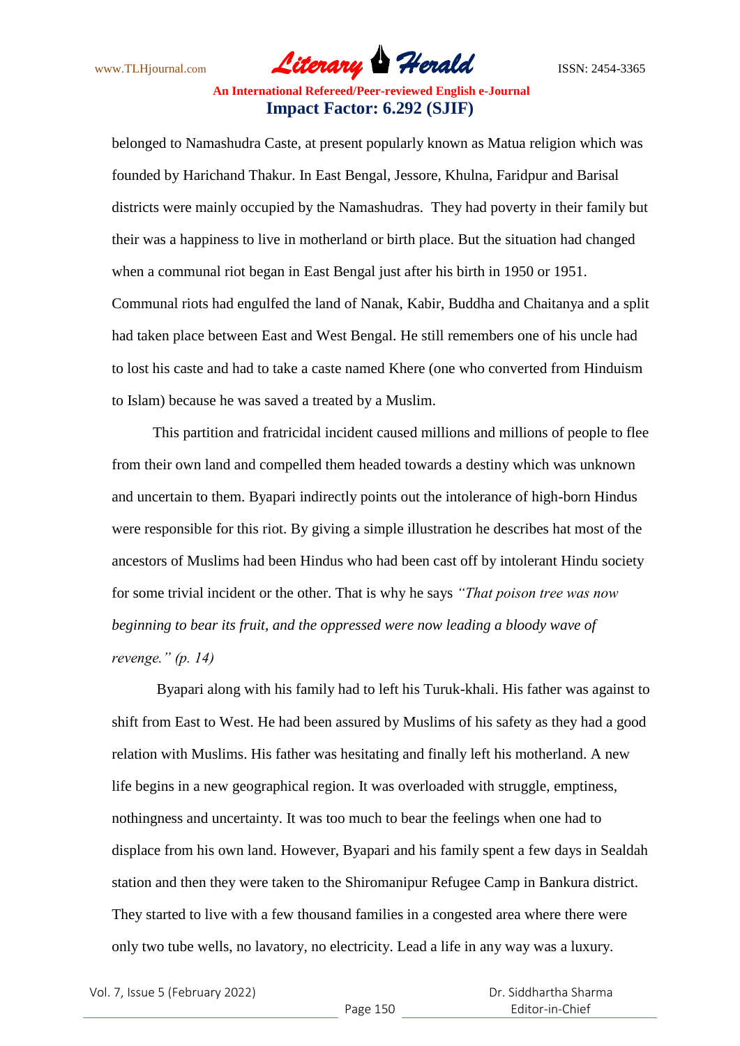belonged to Namashudra Caste, at present popularly known as Matua religion which was founded by Harichand Thakur. In East Bengal, Jessore, Khulna, Faridpur and Barisal districts were mainly occupied by the Namashudras. They had poverty in their family but their was a happiness to live in motherland or birth place. But the situation had changed when a communal riot began in East Bengal just after his birth in 1950 or 1951. Communal riots had engulfed the land of Nanak, Kabir, Buddha and Chaitanya and a split had taken place between East and West Bengal. He still remembers one of his uncle had to lost his caste and had to take a caste named Khere (one who converted from Hinduism to Islam) because he was saved a treated by a Muslim.

This partition and fratricidal incident caused millions and millions of people to flee from their own land and compelled them headed towards a destiny which was unknown and uncertain to them. Byapari indirectly points out the intolerance of high-born Hindus were responsible for this riot. By giving a simple illustration he describes hat most of the ancestors of Muslims had been Hindus who had been cast off by intolerant Hindu society for some trivial incident or the other. That is why he says *"That poison tree was now beginning to bear its fruit, and the oppressed were now leading a bloody wave of revenge." (p. 14)*

Byapari along with his family had to left his Turuk-khali. His father was against to shift from East to West. He had been assured by Muslims of his safety as they had a good relation with Muslims. His father was hesitating and finally left his motherland. A new life begins in a new geographical region. It was overloaded with struggle, emptiness, nothingness and uncertainty. It was too much to bear the feelings when one had to displace from his own land. However, Byapari and his family spent a few days in Sealdah station and then they were taken to the Shiromanipur Refugee Camp in Bankura district. They started to live with a few thousand families in a congested area where there were only two tube wells, no lavatory, no electricity. Lead a life in any way was a luxury.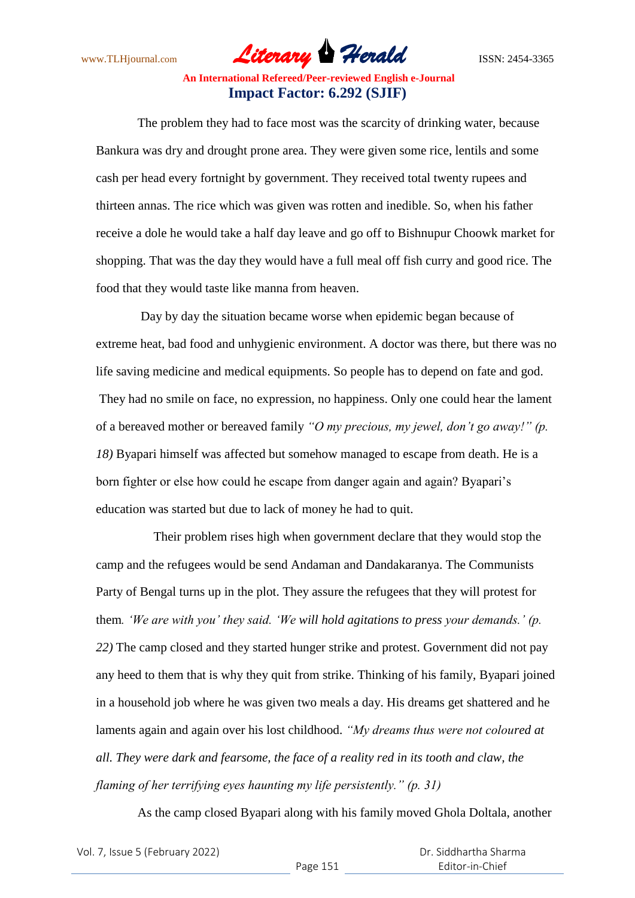The problem they had to face most was the scarcity of drinking water, because Bankura was dry and drought prone area. They were given some rice, lentils and some cash per head every fortnight by government. They received total twenty rupees and thirteen annas. The rice which was given was rotten and inedible. So, when his father receive a dole he would take a half day leave and go off to Bishnupur Choowk market for shopping. That was the day they would have a full meal off fish curry and good rice. The food that they would taste like manna from heaven.

Day by day the situation became worse when epidemic began because of extreme heat, bad food and unhygienic environment. A doctor was there, but there was no life saving medicine and medical equipments. So people has to depend on fate and god. They had no smile on face, no expression, no happiness. Only one could hear the lament of a bereaved mother or bereaved family *"O my precious, my jewel, don't go away!" (p. 18)* Byapari himself was affected but somehow managed to escape from death. He is a born fighter or else how could he escape from danger again and again? Byapari's education was started but due to lack of money he had to quit.

Their problem rises high when government declare that they would stop the camp and the refugees would be send Andaman and Dandakaranya. The Communists Party of Bengal turns up in the plot. They assure the refugees that they will protest for them. *'We are with you' they said. 'We will hold agitations to press your demands.' (p. 22)* The camp closed and they started hunger strike and protest. Government did not pay any heed to them that is why they quit from strike. Thinking of his family, Byapari joined in a household job where he was given two meals a day. His dreams get shattered and he laments again and again over his lost childhood. *"My dreams thus were not coloured at all. They were dark and fearsome, the face of a reality red in its tooth and claw, the flaming of her terrifying eyes haunting my life persistently." (p. 31)*

As the camp closed Byapari along with his family moved Ghola Doltala, another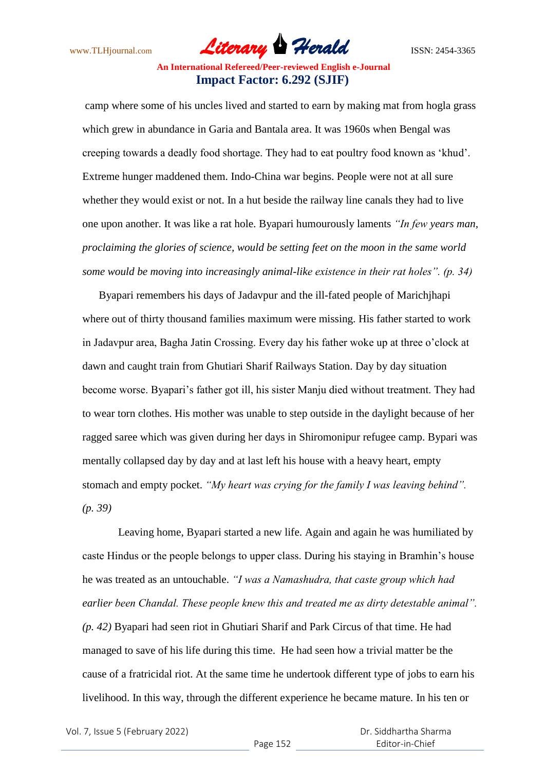camp where some of his uncles lived and started to earn by making mat from hogla grass which grew in abundance in Garia and Bantala area. It was 1960s when Bengal was creeping towards a deadly food shortage. They had to eat poultry food known as 'khud'. Extreme hunger maddened them. Indo-China war begins. People were not at all sure whether they would exist or not. In a hut beside the railway line canals they had to live one upon another. It was like a rat hole. Byapari humourously laments *"In few years man, proclaiming the glories of science, would be setting feet on the moon in the same world some would be moving into increasingly animal-like existence in their rat holes". (p. 34)*

Byapari remembers his days of Jadavpur and the ill-fated people of Marichjhapi where out of thirty thousand families maximum were missing. His father started to work in Jadavpur area, Bagha Jatin Crossing. Every day his father woke up at three o'clock at dawn and caught train from Ghutiari Sharif Railways Station. Day by day situation become worse. Byapari's father got ill, his sister Manju died without treatment. They had to wear torn clothes. His mother was unable to step outside in the daylight because of her ragged saree which was given during her days in Shiromonipur refugee camp. Bypari was mentally collapsed day by day and at last left his house with a heavy heart, empty stomach and empty pocket. *"My heart was crying for the family I was leaving behind". (p. 39)*

Leaving home, Byapari started a new life. Again and again he was humiliated by caste Hindus or the people belongs to upper class. During his staying in Bramhin's house he was treated as an untouchable. *"I was a Namashudra, that caste group which had earlier been Chandal. These people knew this and treated me as dirty detestable animal". (p. 42)* Byapari had seen riot in Ghutiari Sharif and Park Circus of that time. He had managed to save of his life during this time. He had seen how a trivial matter be the cause of a fratricidal riot. At the same time he undertook different type of jobs to earn his livelihood. In this way, through the different experience he became mature. In his ten or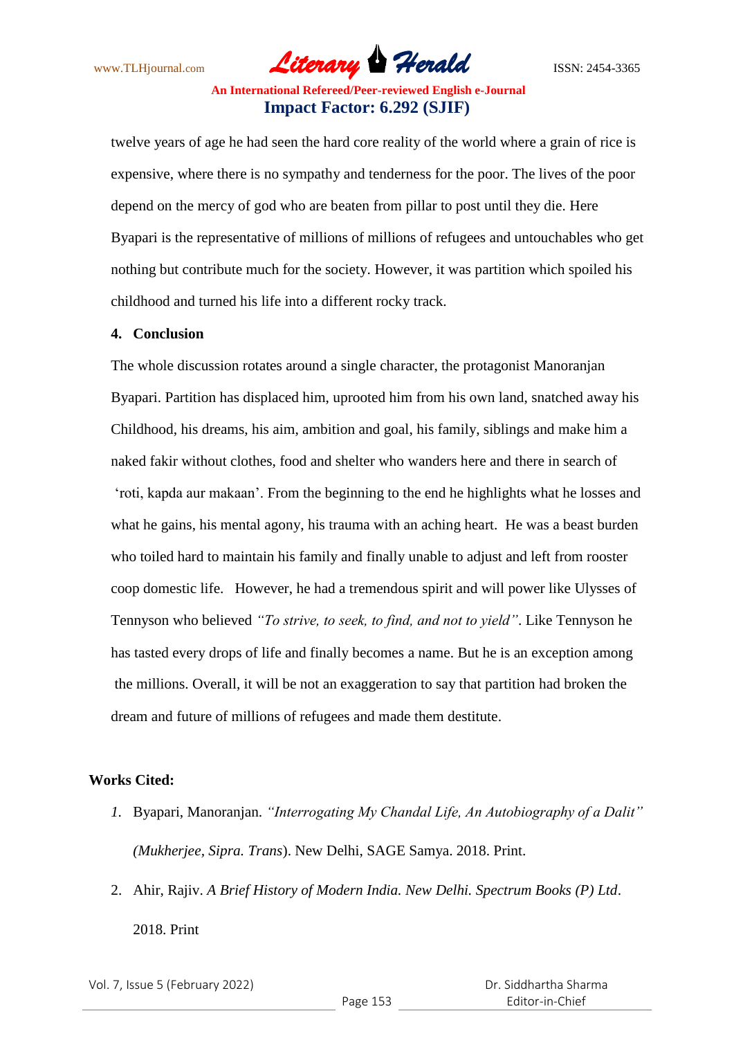twelve years of age he had seen the hard core reality of the world where a grain of rice is expensive, where there is no sympathy and tenderness for the poor. The lives of the poor depend on the mercy of god who are beaten from pillar to post until they die. Here Byapari is the representative of millions of millions of refugees and untouchables who get nothing but contribute much for the society. However, it was partition which spoiled his childhood and turned his life into a different rocky track.

**4. Conclusion**

The whole discussion rotates around a single character, the protagonist Manoranjan Byapari. Partition has displaced him, uprooted him from his own land, snatched away his Childhood, his dreams, his aim, ambition and goal, his family, siblings and make him a naked fakir without clothes, food and shelter who wanders here and there in search of 'roti, kapda aur makaan'. From the beginning to the end he highlights what he losses and what he gains, his mental agony, his trauma with an aching heart. He was a beast burden who toiled hard to maintain his family and finally unable to adjust and left from rooster coop domestic life. However, he had a tremendous spirit and will power like Ulysses of Tennyson who believed *"To strive, to seek, to find, and not to yield"*. Like Tennyson he has tasted every drops of life and finally becomes a name. But he is an exception among the millions. Overall, it will be not an exaggeration to say that partition had broken the dream and future of millions of refugees and made them destitute.

**Works Cited:**

1. Byapari, Manoranjan. *"Interrogating My Chandal Life, An Autobiography of a Dalit" (Mukherjee, Sipra. Trans*). New Delhi, SAGE Samya. 2018. Print.
2. Ahir, Rajiv. *A Brief History of Modern India. New Delhi. Spectrum Books (P) Ltd*. 2018. Print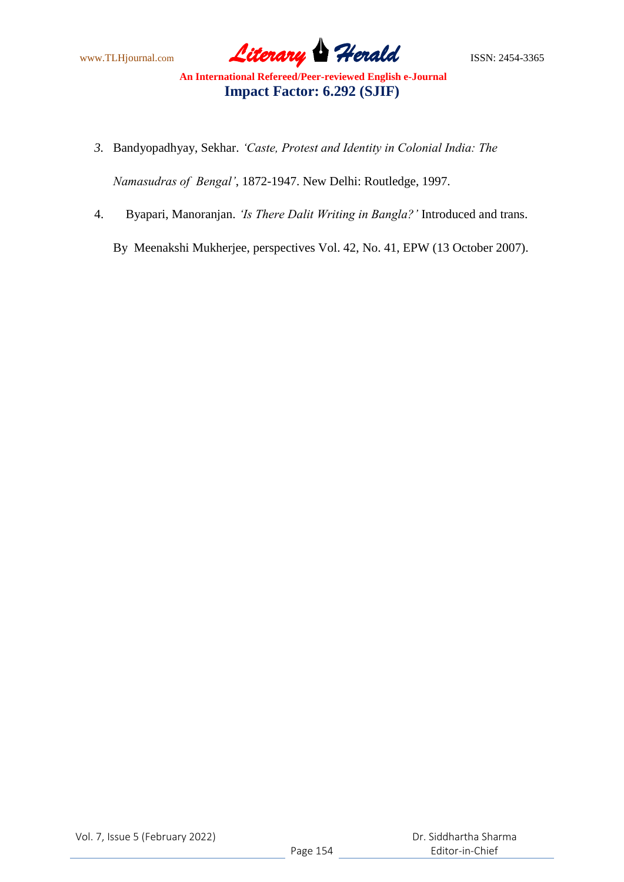3. Bandyopadhyay, Sekhar. *'Caste, Protest and Identity in Colonial India: The Namasudras of Bengal'*, 1872-1947. New Delhi: Routledge, 1997.

4. Byapari, Manoranjan. *'Is There Dalit Writing in Bangla?'* Introduced and trans. By Meenakshi Mukherjee, perspectives Vol. 42, No. 41, EPW (13 October 2007).